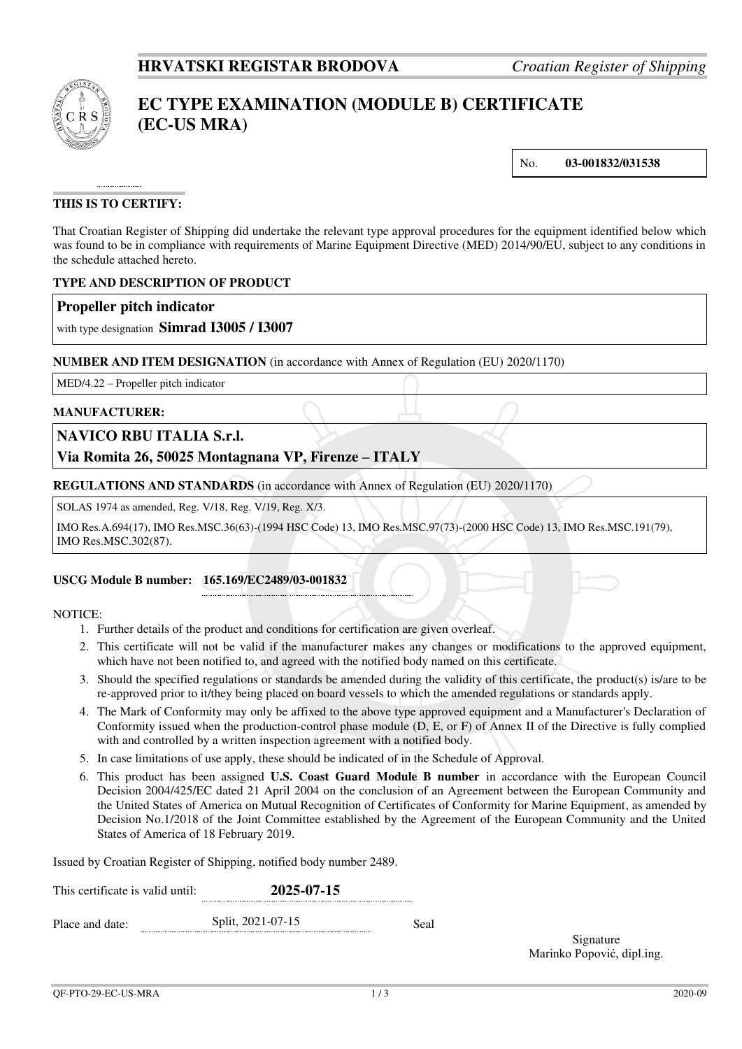**HRVATSKI REGISTAR BRODOVA** *Croatian Register of Shipping*

# EC TYPE EXAMINATION (MODULE B) CERTIFICATE (EC-US MRA)

No. **03-001832/031538**

**THIS IS TO CERTIFY:**

That Croatian Register of Shipping did undertake the relevant type approval procedures for the equipment identified below which was found to be in compliance with requirements of Marine Equipment Directive (MED) 2014/90/EU, subject to any conditions in the schedule attached hereto.

**TYPE AND DESCRIPTION OF PRODUCT**

**Propeller pitch indicator**

with type designation **Simrad I3005 / I3007**

**NUMBER AND ITEM DESIGNATION** (in accordance with Annex of Regulation (EU) 2020/1170)

MED/4.22 – Propeller pitch indicator

**MANUFACTURER:**

**NAVICO RBU ITALIA S.r.l.**

**Via Romita 26, 50025 Montagnana VP, Firenze – ITALY**

**REGULATIONS AND STANDARDS** (in accordance with Annex of Regulation (EU) 2020/1170)

SOLAS 1974 as amended, Reg. V/18, Reg. V/19, Reg. X/3.

IMO Res.A.694(17), IMO Res.MSC.36(63)-(1994 HSC Code) 13, IMO Res.MSC.97(73)-(2000 HSC Code) 13, IMO Res.MSC.191(79), IMO Res.MSC.302(87).

**USCG Module B number: 165.169/EC2489/03-001832**

NOTICE:

1. Further details of the product and conditions for certification are given overleaf.
2. This certificate will not be valid if the manufacturer makes any changes or modifications to the approved equipment, which have not been notified to, and agreed with the notified body named on this certificate.
3. Should the specified regulations or standards be amended during the validity of this certificate, the product(s) is/are to be re-approved prior to it/they being placed on board vessels to which the amended regulations or standards apply.
4. The Mark of Conformity may only be affixed to the above type approved equipment and a Manufacturer's Declaration of Conformity issued when the production-control phase module (D, E, or F) of Annex II of the Directive is fully complied with and controlled by a written inspection agreement with a notified body.
5. In case limitations of use apply, these should be indicated of in the Schedule of Approval.
6. This product has been assigned **U.S. Coast Guard Module B number** in accordance with the European Council Decision 2004/425/EC dated 21 April 2004 on the conclusion of an Agreement between the European Community and the United States of America on Mutual Recognition of Certificates of Conformity for Marine Equipment, as amended by Decision No.1/2018 of the Joint Committee established by the Agreement of the European Community and the United States of America of 18 February 2019.

Issued by Croatian Register of Shipping, notified body number 2489.

This certificate is valid until: **2025-07-15**

Place and date: Split, 2021-07-15

Seal

Signature
Marinko Popović, dipl.ing.

QF-PTO-29-EC-US-MRA 2020-09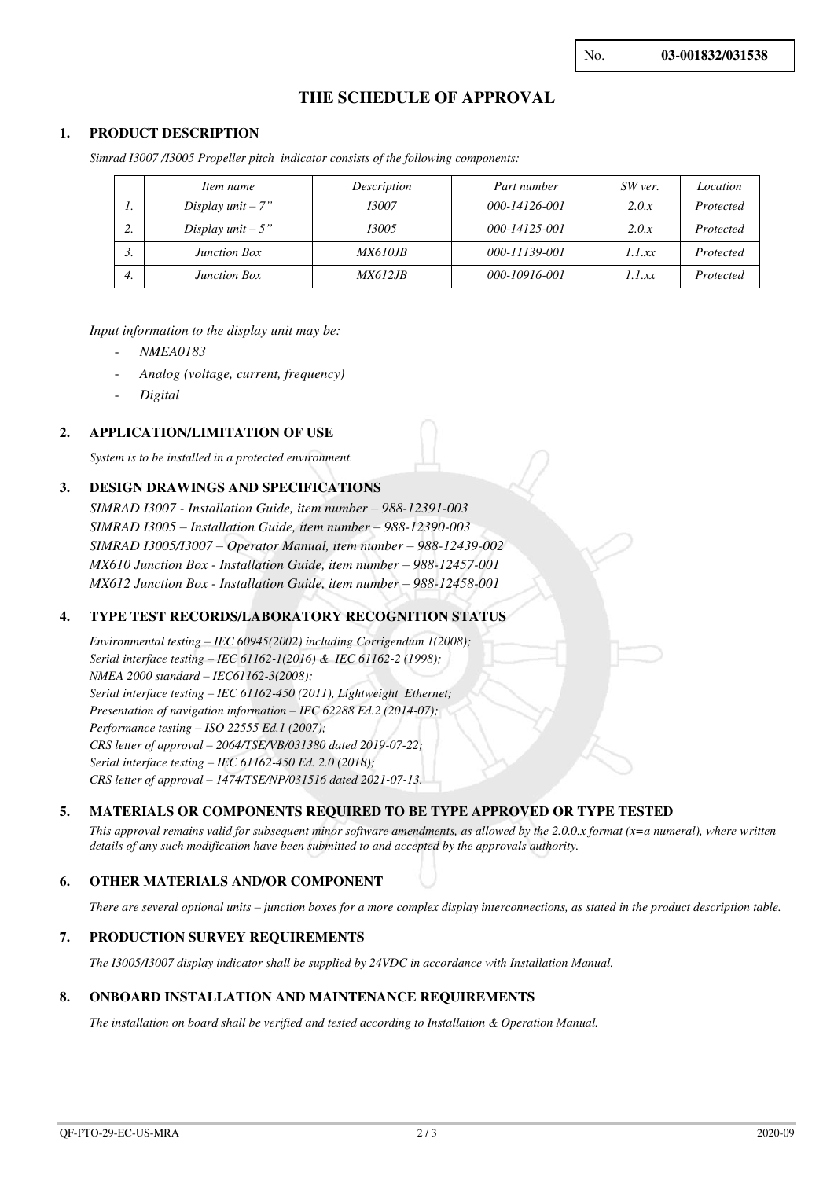No. **03-001832/031538**

# THE SCHEDULE OF APPROVAL

## 1. PRODUCT DESCRIPTION

*Simrad I3007 /I3005 Propeller pitch indicator consists of the following components:*

| | *Item name* | *Description* | *Part number* | *SW ver.* | *Location* |
|---|---|---|---|---|---|
| *1.* | *Display unit – 7"* | *I3007* | *000-14126-001* | *2.0.x* | *Protected* |
| *2.* | *Display unit – 5"* | *I3005* | *000-14125-001* | *2.0.x* | *Protected* |
| *3.* | *Junction Box* | *MX610JB* | *000-11139-001* | *1.1.xx* | *Protected* |
| *4.* | *Junction Box* | *MX612JB* | *000-10916-001* | *1.1.xx* | *Protected* |

*Input information to the display unit may be:*

- *NMEA0183*
- *Analog (voltage, current, frequency)*
- *Digital*

## 2. APPLICATION/LIMITATION OF USE

*System is to be installed in a protected environment.*

## 3. DESIGN DRAWINGS AND SPECIFICATIONS

*SIMRAD I3007 - Installation Guide, item number – 988-12391-003*
*SIMRAD I3005 – Installation Guide, item number – 988-12390-003*
*SIMRAD I3005/I3007 – Operator Manual, item number – 988-12439-002*
*MX610 Junction Box - Installation Guide, item number – 988-12457-001*
*MX612 Junction Box - Installation Guide, item number – 988-12458-001*

## 4. TYPE TEST RECORDS/LABORATORY RECOGNITION STATUS

*Environmental testing – IEC 60945(2002) including Corrigendum 1(2008);*
*Serial interface testing – IEC 61162-1(2016) & IEC 61162-2 (1998);*
*NMEA 2000 standard – IEC61162-3(2008);*
*Serial interface testing – IEC 61162-450 (2011), Lightweight Ethernet;*
*Presentation of navigation information – IEC 62288 Ed.2 (2014-07);*
*Performance testing – ISO 22555 Ed.1 (2007);*
*CRS letter of approval – 2064/TSE/VB/031380 dated 2019-07-22;*
*Serial interface testing – IEC 61162-450 Ed. 2.0 (2018);*
*CRS letter of approval – 1474/TSE/NP/031516 dated 2021-07-13.*

## 5. MATERIALS OR COMPONENTS REQUIRED TO BE TYPE APPROVED OR TYPE TESTED

*This approval remains valid for subsequent minor software amendments, as allowed by the 2.0.0.x format (x=a numeral), where written details of any such modification have been submitted to and accepted by the approvals authority.*

## 6. OTHER MATERIALS AND/OR COMPONENT

*There are several optional units – junction boxes for a more complex display interconnections, as stated in the product description table.*

## 7. PRODUCTION SURVEY REQUIREMENTS

*The I3005/I3007 display indicator shall be supplied by 24VDC in accordance with Installation Manual.*

## 8. ONBOARD INSTALLATION AND MAINTENANCE REQUIREMENTS

*The installation on board shall be verified and tested according to Installation & Operation Manual.*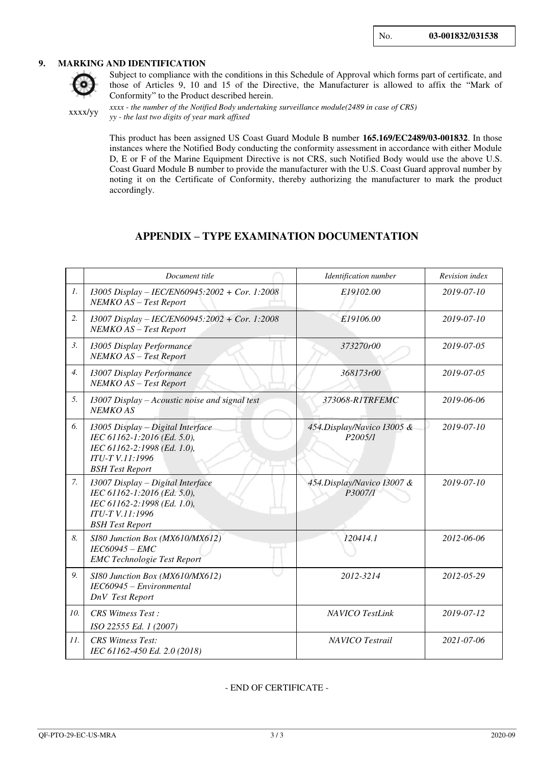No. **03-001832/031538**

## 9. MARKING AND IDENTIFICATION

Subject to compliance with the conditions in this Schedule of Approval which forms part of certificate, and those of Articles 9, 10 and 15 of the Directive, the Manufacturer is allowed to affix the "Mark of Conformity" to the Product described herein.

xxxx/yy

*xxxx - the number of the Notified Body undertaking surveillance module(2489 in case of CRS)*
*yy - the last two digits of year mark affixed*

This product has been assigned US Coast Guard Module B number **165.169/EC2489/03-001832**. In those instances where the Notified Body conducting the conformity assessment in accordance with either Module D, E or F of the Marine Equipment Directive is not CRS, such Notified Body would use the above U.S. Coast Guard Module B number to provide the manufacturer with the U.S. Coast Guard approval number by noting it on the Certificate of Conformity, thereby authorizing the manufacturer to mark the product accordingly.

# APPENDIX – TYPE EXAMINATION DOCUMENTATION

| | *Document title* | *Identification number* | *Revision index* |
|---|---|---|---|
| *1.* | *I3005 Display – IEC/EN60945:2002 + Cor. 1:2008*<br>*NEMKO AS – Test Report* | *E19102.00* | *2019-07-10* |
| *2.* | *I3007 Display – IEC/EN60945:2002 + Cor. 1:2008*<br>*NEMKO AS – Test Report* | *E19106.00* | *2019-07-10* |
| *3.* | *I3005 Display Performance*<br>*NEMKO AS – Test Report* | *373270r00* | *2019-07-05* |
| *4.* | *I3007 Display Performance*<br>*NEMKO AS – Test Report* | *368173r00* | *2019-07-05* |
| *5.* | *I3007 Display – Acoustic noise and signal test*<br>*NEMKO AS* | *373068-R1TRFEMC* | *2019-06-06* |
| *6.* | *I3005 Display – Digital Interface*<br>*IEC 61162-1:2016 (Ed. 5.0),*<br>*IEC 61162-2:1998 (Ed. 1.0),*<br>*ITU-T V.11:1996*<br>*BSH Test Report* | *454.Display/Navico I3005 & P2005/1* | *2019-07-10* |
| *7.* | *I3007 Display – Digital Interface*<br>*IEC 61162-1:2016 (Ed. 5.0),*<br>*IEC 61162-2:1998 (Ed. 1.0),*<br>*ITU-T V.11:1996*<br>*BSH Test Report* | *454.Display/Navico I3007 & P3007/1* | *2019-07-10* |
| *8.* | *SI80 Junction Box (MX610/MX612)*<br>*IEC60945 – EMC*<br>*EMC Technologie Test Report* | *120414.1* | *2012-06-06* |
| *9.* | *SI80 Junction Box (MX610/MX612)*<br>*IEC60945 – Environmental*<br>*DnV Test Report* | *2012-3214* | *2012-05-29* |
| *10.* | *CRS Witness Test :*<br>*ISO 22555 Ed. 1 (2007)* | *NAVICO TestLink* | *2019-07-12* |
| *11.* | *CRS Witness Test:*<br>*IEC 61162-450 Ed. 2.0 (2018)* | *NAVICO Testrail* | *2021-07-06* |

- END OF CERTIFICATE -

QF-PTO-29-EC-US-MRA 2020-09